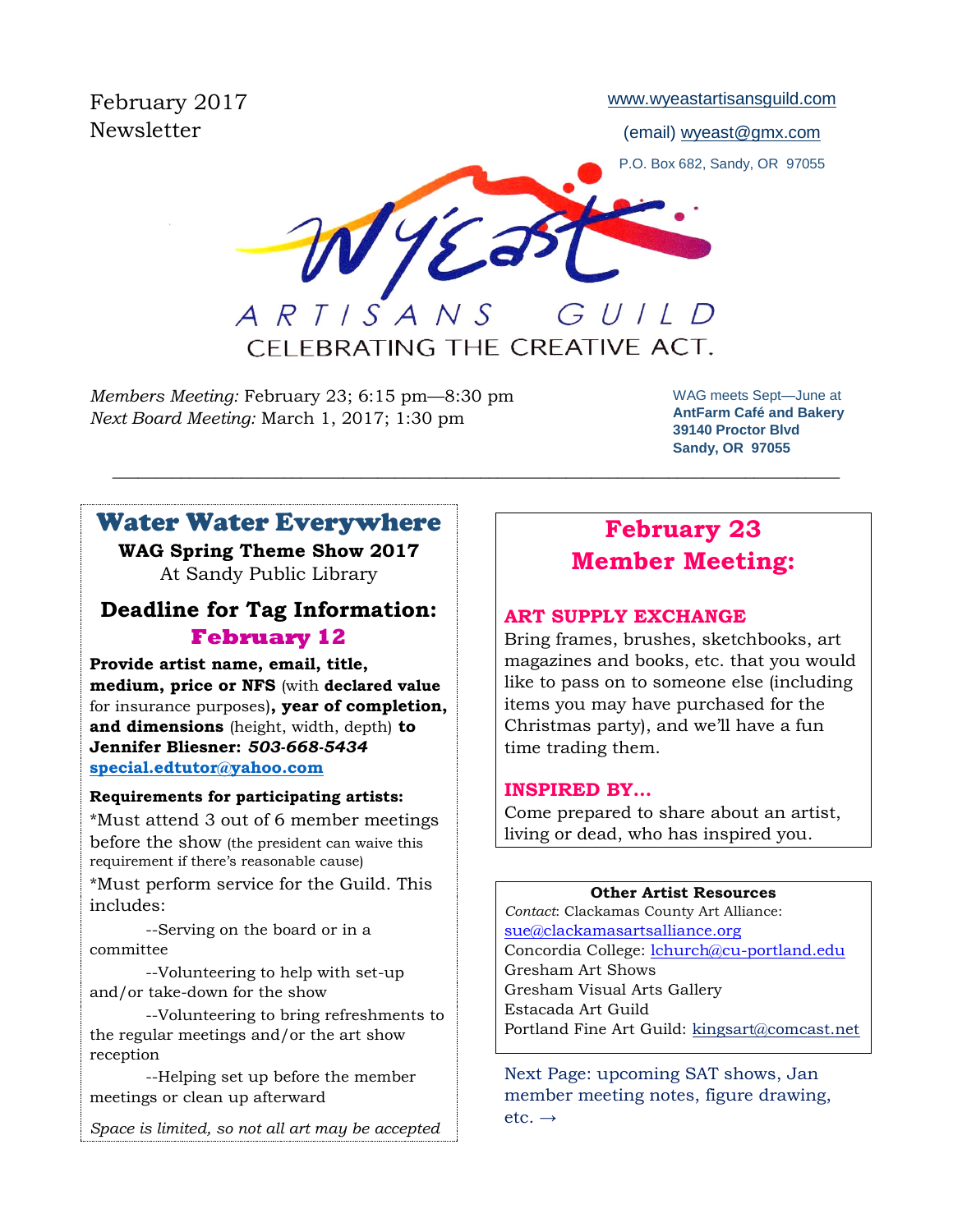February 2017
Newsletter

www.wyeastartisansguild.com

(email) wyeast@gmx.com

P.O. Box 682, Sandy, OR 97055

# WyEast ARTISANS GUILD

CELEBRATING THE CREATIVE ACT.

*Members Meeting:* February 23; 6:15 pm—8:30 pm
*Next Board Meeting:* March 1, 2017; 1:30 pm

WAG meets Sept—June at
**AntFarm Café and Bakery**
**39140 Proctor Blvd**
**Sandy, OR 97055**

---

## Water Water Everywhere

**WAG Spring Theme Show 2017**
At Sandy Public Library

### Deadline for Tag Information: February 12

**Provide artist name, email, title, medium, price or NFS** (with **declared value** for insurance purposes)**, year of completion, and dimensions** (height, width, depth) **to Jennifer Bliesner:** ***503-668-5434***
**special.edtutor@yahoo.com**

**Requirements for participating artists:**

*Must attend 3 out of 6 member meetings before the show (the president can waive this requirement if there's reasonable cause)

*Must perform service for the Guild. This includes:

--Serving on the board or in a committee

--Volunteering to help with set-up and/or take-down for the show

--Volunteering to bring refreshments to the regular meetings and/or the art show reception

--Helping set up before the member meetings or clean up afterward

*Space is limited, so not all art may be accepted*

## February 23 Member Meeting:

**ART SUPPLY EXCHANGE**

Bring frames, brushes, sketchbooks, art magazines and books, etc. that you would like to pass on to someone else (including items you may have purchased for the Christmas party), and we'll have a fun time trading them.

**INSPIRED BY…**

Come prepared to share about an artist, living or dead, who has inspired you.

**Other Artist Resources**

*Contact*: Clackamas County Art Alliance: sue@clackamasartsalliance.org
Concordia College: lchurch@cu-portland.edu
Gresham Art Shows
Gresham Visual Arts Gallery
Estacada Art Guild
Portland Fine Art Guild: kingsart@comcast.net

Next Page: upcoming SAT shows, Jan member meeting notes, figure drawing, etc. →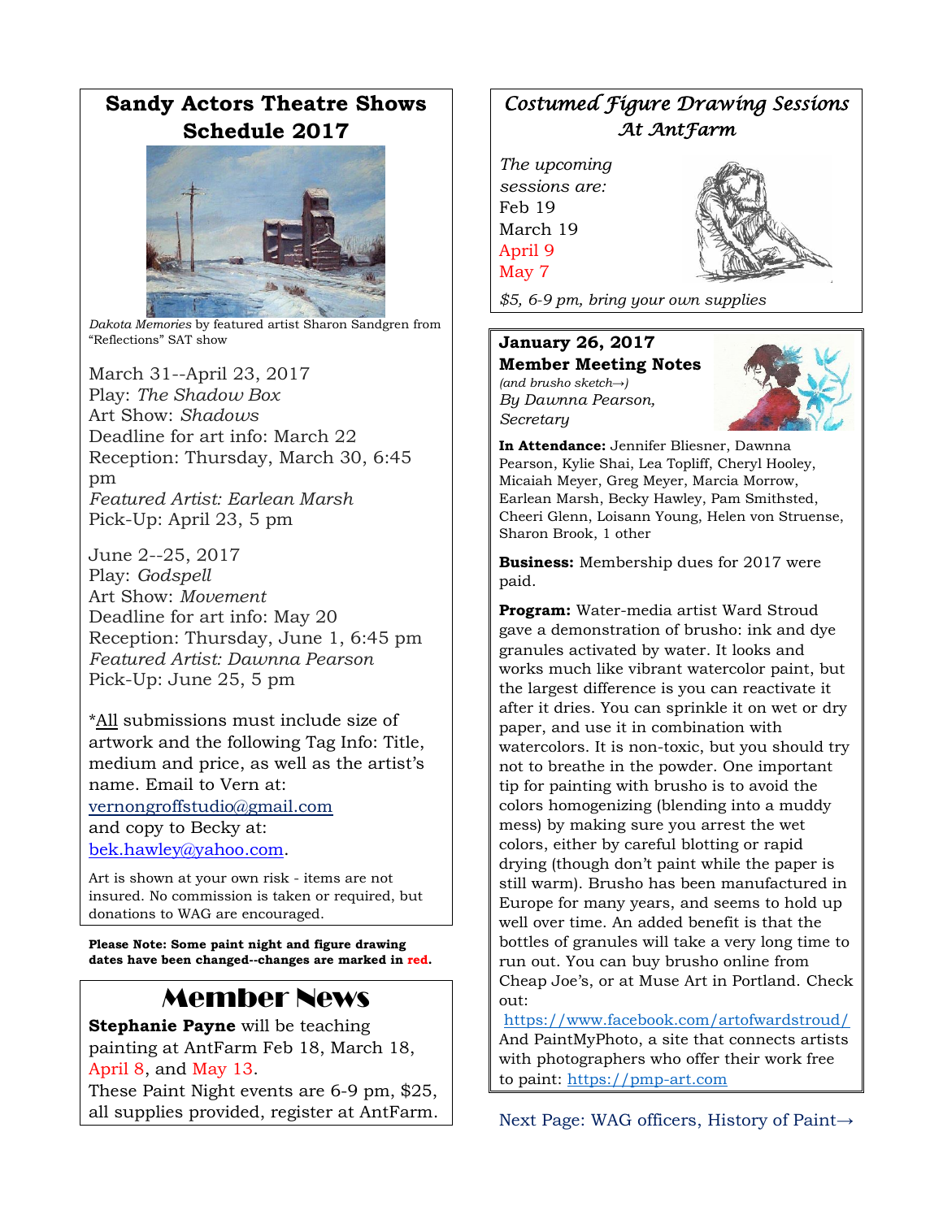## Sandy Actors Theatre Shows Schedule 2017

*Dakota Memories* by featured artist Sharon Sandgren from "Reflections" SAT show

March 31--April 23, 2017
Play: *The Shadow Box*
Art Show: *Shadows*
Deadline for art info: March 22
Reception: Thursday, March 30, 6:45 pm
*Featured Artist: Earlean Marsh*
Pick-Up: April 23, 5 pm

June 2--25, 2017
Play: *Godspell*
Art Show: *Movement*
Deadline for art info: May 20
Reception: Thursday, June 1, 6:45 pm
*Featured Artist: Dawnna Pearson*
Pick-Up: June 25, 5 pm

*All submissions must include size of artwork and the following Tag Info: Title, medium and price, as well as the artist's name. Email to Vern at: vernongroffstudio@gmail.com
and copy to Becky at: bek.hawley@yahoo.com.

Art is shown at your own risk - items are not insured. No commission is taken or required, but donations to WAG are encouraged.

**Please Note: Some paint night and figure drawing dates have been changed--changes are marked in red.**

## Member News

**Stephanie Payne** will be teaching painting at AntFarm Feb 18, March 18, April 8, and May 13.
These Paint Night events are 6-9 pm, $25, all supplies provided, register at AntFarm.

## *Costumed Figure Drawing Sessions At AntFarm*

*The upcoming sessions are:*
Feb 19
March 19
April 9
May 7

*$5, 6-9 pm, bring your own supplies*

## January 26, 2017 Member Meeting Notes

*(and brusho sketch→)*
*By Dawnna Pearson, Secretary*

**In Attendance:** Jennifer Bliesner, Dawnna Pearson, Kylie Shai, Lea Topliff, Cheryl Hooley, Micaiah Meyer, Greg Meyer, Marcia Morrow, Earlean Marsh, Becky Hawley, Pam Smithsted, Cheeri Glenn, Loisann Young, Helen von Struense, Sharon Brook, 1 other

**Business:** Membership dues for 2017 were paid.

**Program:** Water-media artist Ward Stroud gave a demonstration of brusho: ink and dye granules activated by water. It looks and works much like vibrant watercolor paint, but the largest difference is you can reactivate it after it dries. You can sprinkle it on wet or dry paper, and use it in combination with watercolors. It is non-toxic, but you should try not to breathe in the powder. One important tip for painting with brusho is to avoid the colors homogenizing (blending into a muddy mess) by making sure you arrest the wet colors, either by careful blotting or rapid drying (though don't paint while the paper is still warm). Brusho has been manufactured in Europe for many years, and seems to hold up well over time. An added benefit is that the bottles of granules will take a very long time to run out. You can buy brusho online from Cheap Joe's, or at Muse Art in Portland. Check out:
https://www.facebook.com/artofwardstroud/
And PaintMyPhoto, a site that connects artists with photographers who offer their work free to paint: https://pmp-art.com

Next Page: WAG officers, History of Paint→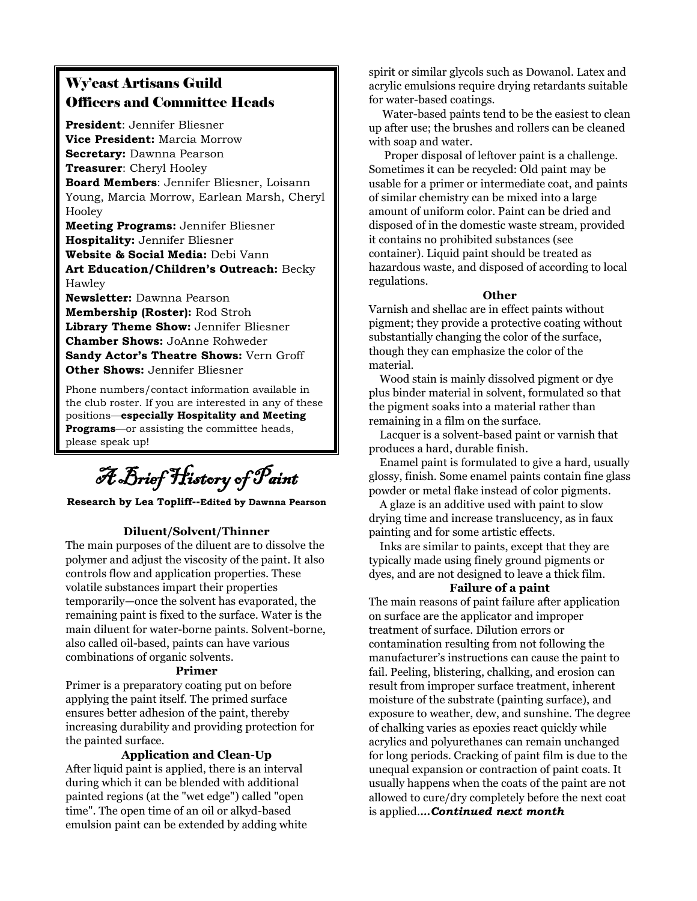## Wy'east Artisans Guild Officers and Committee Heads

**President**: Jennifer Bliesner
**Vice President:** Marcia Morrow
**Secretary:** Dawnna Pearson
**Treasurer**: Cheryl Hooley
**Board Members**: Jennifer Bliesner, Loisann Young, Marcia Morrow, Earlean Marsh, Cheryl Hooley
**Meeting Programs:** Jennifer Bliesner
**Hospitality:** Jennifer Bliesner
**Website & Social Media:** Debi Vann
**Art Education/Children's Outreach:** Becky Hawley
**Newsletter:** Dawnna Pearson
**Membership (Roster):** Rod Stroh
**Library Theme Show:** Jennifer Bliesner
**Chamber Shows:** JoAnne Rohweder
**Sandy Actor's Theatre Shows:** Vern Groff
**Other Shows:** Jennifer Bliesner

Phone numbers/contact information available in the club roster. If you are interested in any of these positions—**especially Hospitality and Meeting Programs**—or assisting the committee heads, please speak up!

# *A Brief History of Paint*

**Research by Lea Topliff--Edited by Dawnna Pearson**

**Diluent/Solvent/Thinner**

The main purposes of the diluent are to dissolve the polymer and adjust the viscosity of the paint. It also controls flow and application properties. These volatile substances impart their properties temporarily—once the solvent has evaporated, the remaining paint is fixed to the surface. Water is the main diluent for water-borne paints. Solvent-borne, also called oil-based, paints can have various combinations of organic solvents.

**Primer**

Primer is a preparatory coating put on before applying the paint itself. The primed surface ensures better adhesion of the paint, thereby increasing durability and providing protection for the painted surface.

**Application and Clean-Up**

After liquid paint is applied, there is an interval during which it can be blended with additional painted regions (at the "wet edge") called "open time". The open time of an oil or alkyd-based emulsion paint can be extended by adding white spirit or similar glycols such as Dowanol. Latex and acrylic emulsions require drying retardants suitable for water-based coatings.

Water-based paints tend to be the easiest to clean up after use; the brushes and rollers can be cleaned with soap and water.

Proper disposal of leftover paint is a challenge. Sometimes it can be recycled: Old paint may be usable for a primer or intermediate coat, and paints of similar chemistry can be mixed into a large amount of uniform color. Paint can be dried and disposed of in the domestic waste stream, provided it contains no prohibited substances (see container). Liquid paint should be treated as hazardous waste, and disposed of according to local regulations.

**Other**

Varnish and shellac are in effect paints without pigment; they provide a protective coating without substantially changing the color of the surface, though they can emphasize the color of the material.

Wood stain is mainly dissolved pigment or dye plus binder material in solvent, formulated so that the pigment soaks into a material rather than remaining in a film on the surface.

Lacquer is a solvent-based paint or varnish that produces a hard, durable finish.

Enamel paint is formulated to give a hard, usually glossy, finish. Some enamel paints contain fine glass powder or metal flake instead of color pigments.

A glaze is an additive used with paint to slow drying time and increase translucency, as in faux painting and for some artistic effects.

Inks are similar to paints, except that they are typically made using finely ground pigments or dyes, and are not designed to leave a thick film.

**Failure of a paint**

The main reasons of paint failure after application on surface are the applicator and improper treatment of surface. Dilution errors or contamination resulting from not following the manufacturer's instructions can cause the paint to fail. Peeling, blistering, chalking, and erosion can result from improper surface treatment, inherent moisture of the substrate (painting surface), and exposure to weather, dew, and sunshine. The degree of chalking varies as epoxies react quickly while acrylics and polyurethanes can remain unchanged for long periods. Cracking of paint film is due to the unequal expansion or contraction of paint coats. It usually happens when the coats of the paint are not allowed to cure/dry completely before the next coat is applied.***...Continued next month***